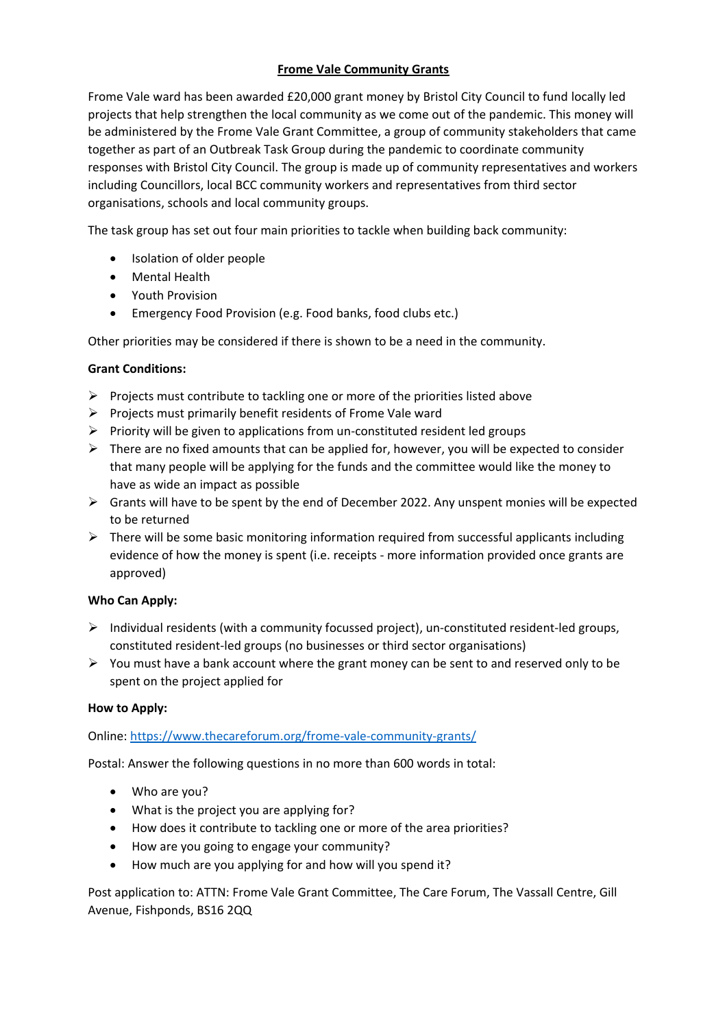# Frome Vale Community Grants

Frome Vale ward has been awarded £20,000 grant money by Bristol City Council to fund locally led projects that help strengthen the local community as we come out of the pandemic. This money will be administered by the Frome Vale Grant Committee, a group of community stakeholders that came together as part of an Outbreak Task Group during the pandemic to coordinate community responses with Bristol City Council. The group is made up of community representatives and workers including Councillors, local BCC community workers and representatives from third sector organisations, schools and local community groups.

The task group has set out four main priorities to tackle when building back community:

- Isolation of older people
- Mental Health
- Youth Provision
- Emergency Food Provision (e.g. Food banks, food clubs etc.)

Other priorities may be considered if there is shown to be a need in the community.

**Grant Conditions:**

- Projects must contribute to tackling one or more of the priorities listed above
- Projects must primarily benefit residents of Frome Vale ward
- Priority will be given to applications from un-constituted resident led groups
- There are no fixed amounts that can be applied for, however, you will be expected to consider that many people will be applying for the funds and the committee would like the money to have as wide an impact as possible
- Grants will have to be spent by the end of December 2022. Any unspent monies will be expected to be returned
- There will be some basic monitoring information required from successful applicants including evidence of how the money is spent (i.e. receipts - more information provided once grants are approved)

**Who Can Apply:**

- Individual residents (with a community focussed project), un-constituted resident-led groups, constituted resident-led groups (no businesses or third sector organisations)
- You must have a bank account where the grant money can be sent to and reserved only to be spent on the project applied for

**How to Apply:**

Online: https://www.thecareforum.org/frome-vale-community-grants/

Postal: Answer the following questions in no more than 600 words in total:

- Who are you?
- What is the project you are applying for?
- How does it contribute to tackling one or more of the area priorities?
- How are you going to engage your community?
- How much are you applying for and how will you spend it?

Post application to: ATTN: Frome Vale Grant Committee, The Care Forum, The Vassall Centre, Gill Avenue, Fishponds, BS16 2QQ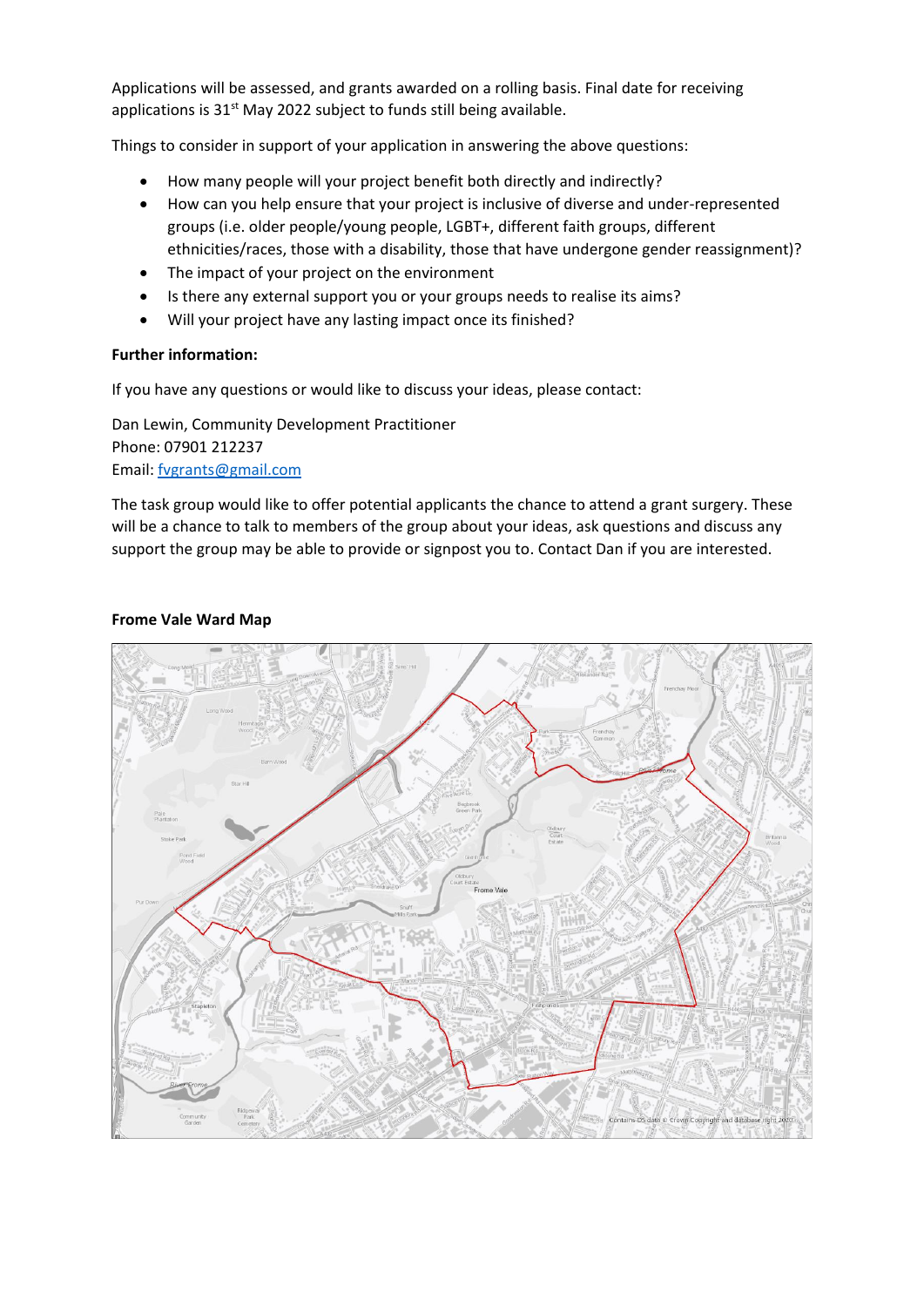Applications will be assessed, and grants awarded on a rolling basis. Final date for receiving applications is 31st May 2022 subject to funds still being available.

Things to consider in support of your application in answering the above questions:

- How many people will your project benefit both directly and indirectly?
- How can you help ensure that your project is inclusive of diverse and under-represented groups (i.e. older people/young people, LGBT+, different faith groups, different ethnicities/races, those with a disability, those that have undergone gender reassignment)?
- The impact of your project on the environment
- Is there any external support you or your groups needs to realise its aims?
- Will your project have any lasting impact once its finished?

**Further information:**

If you have any questions or would like to discuss your ideas, please contact:

Dan Lewin, Community Development Practitioner
Phone: 07901 212237
Email: fvgrants@gmail.com

The task group would like to offer potential applicants the chance to attend a grant surgery. These will be a chance to talk to members of the group about your ideas, ask questions and discuss any support the group may be able to provide or signpost you to. Contact Dan if you are interested.

**Frome Vale Ward Map**

Frome Vale

Contains OS data © Crown Copyright and database right 2020